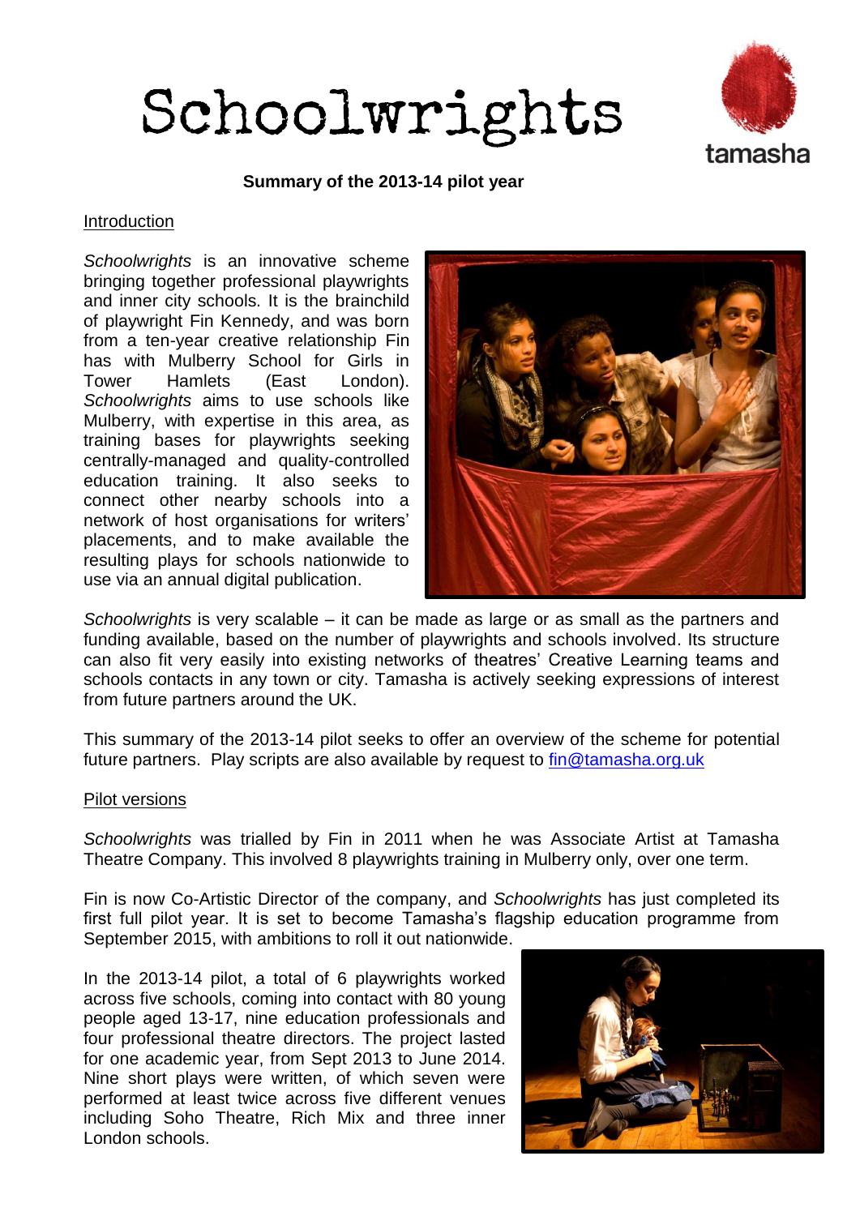# Schoolwrights

tamasha

**Summary of the 2013-14 pilot year**

## Introduction

*Schoolwrights* is an innovative scheme bringing together professional playwrights and inner city schools. It is the brainchild of playwright Fin Kennedy, and was born from a ten-year creative relationship Fin has with Mulberry School for Girls in Tower Hamlets (East London). *Schoolwrights* aims to use schools like Mulberry, with expertise in this area, as training bases for playwrights seeking centrally-managed and quality-controlled education training. It also seeks to connect other nearby schools into a network of host organisations for writers' placements, and to make available the resulting plays for schools nationwide to use via an annual digital publication.

*Schoolwrights* is very scalable – it can be made as large or as small as the partners and funding available, based on the number of playwrights and schools involved. Its structure can also fit very easily into existing networks of theatres' Creative Learning teams and schools contacts in any town or city. Tamasha is actively seeking expressions of interest from future partners around the UK.

This summary of the 2013-14 pilot seeks to offer an overview of the scheme for potential future partners. Play scripts are also available by request to fin@tamasha.org.uk

## Pilot versions

*Schoolwrights* was trialled by Fin in 2011 when he was Associate Artist at Tamasha Theatre Company. This involved 8 playwrights training in Mulberry only, over one term.

Fin is now Co-Artistic Director of the company, and *Schoolwrights* has just completed its first full pilot year. It is set to become Tamasha's flagship education programme from September 2015, with ambitions to roll it out nationwide.

In the 2013-14 pilot, a total of 6 playwrights worked across five schools, coming into contact with 80 young people aged 13-17, nine education professionals and four professional theatre directors. The project lasted for one academic year, from Sept 2013 to June 2014. Nine short plays were written, of which seven were performed at least twice across five different venues including Soho Theatre, Rich Mix and three inner London schools.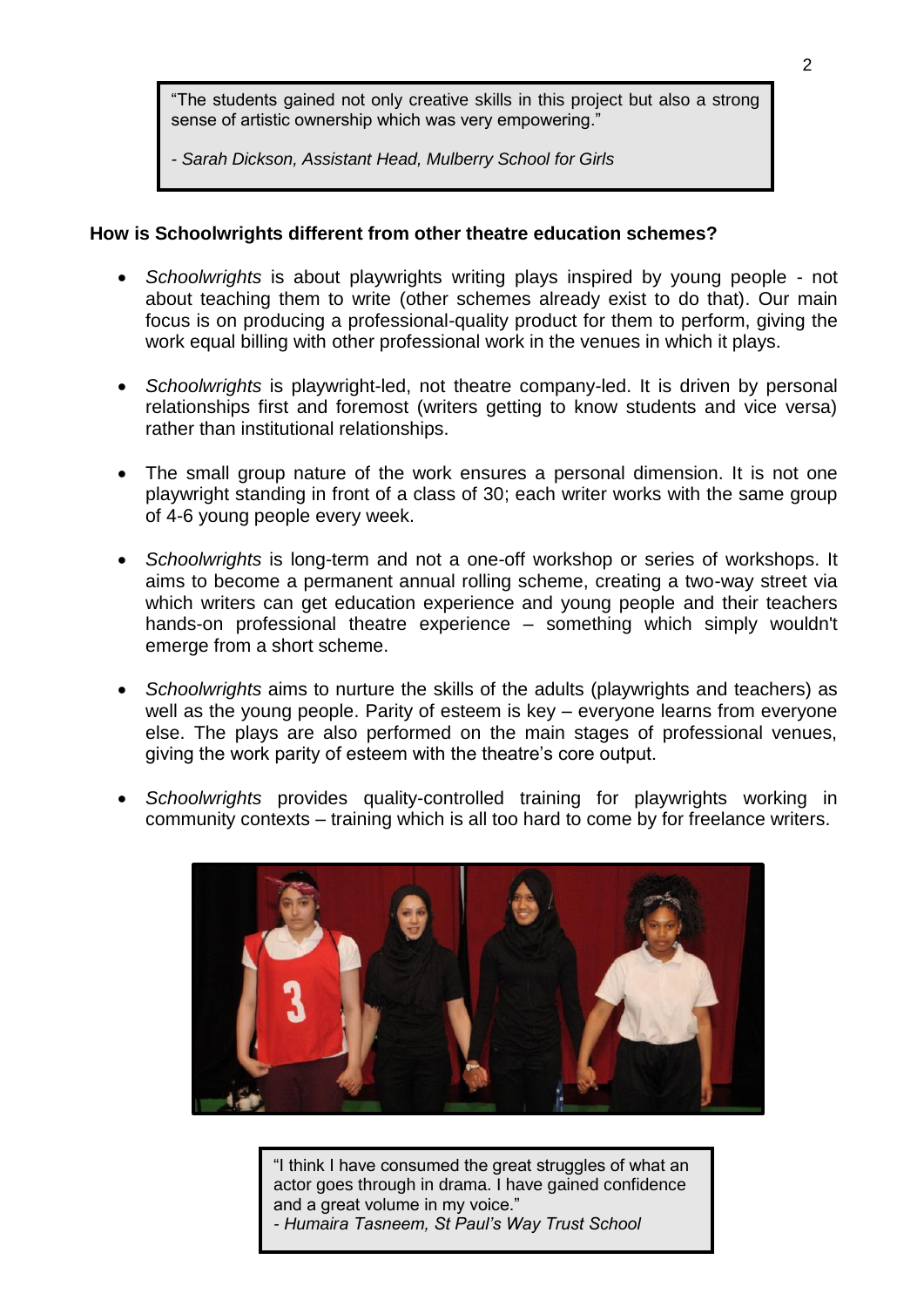> "The students gained not only creative skills in this project but also a strong sense of artistic ownership which was very empowering."
>
> *- Sarah Dickson, Assistant Head, Mulberry School for Girls*

**How is Schoolwrights different from other theatre education schemes?**

- *Schoolwrights* is about playwrights writing plays inspired by young people - not about teaching them to write (other schemes already exist to do that). Our main focus is on producing a professional-quality product for them to perform, giving the work equal billing with other professional work in the venues in which it plays.

- *Schoolwrights* is playwright-led, not theatre company-led. It is driven by personal relationships first and foremost (writers getting to know students and vice versa) rather than institutional relationships.

- The small group nature of the work ensures a personal dimension. It is not one playwright standing in front of a class of 30; each writer works with the same group of 4-6 young people every week.

- *Schoolwrights* is long-term and not a one-off workshop or series of workshops. It aims to become a permanent annual rolling scheme, creating a two-way street via which writers can get education experience and young people and their teachers hands-on professional theatre experience – something which simply wouldn't emerge from a short scheme.

- *Schoolwrights* aims to nurture the skills of the adults (playwrights and teachers) as well as the young people. Parity of esteem is key – everyone learns from everyone else. The plays are also performed on the main stages of professional venues, giving the work parity of esteem with the theatre's core output.

- *Schoolwrights* provides quality-controlled training for playwrights working in community contexts – training which is all too hard to come by for freelance writers.

> "I think I have consumed the great struggles of what an actor goes through in drama. I have gained confidence and a great volume in my voice."
> *- Humaira Tasneem, St Paul's Way Trust School*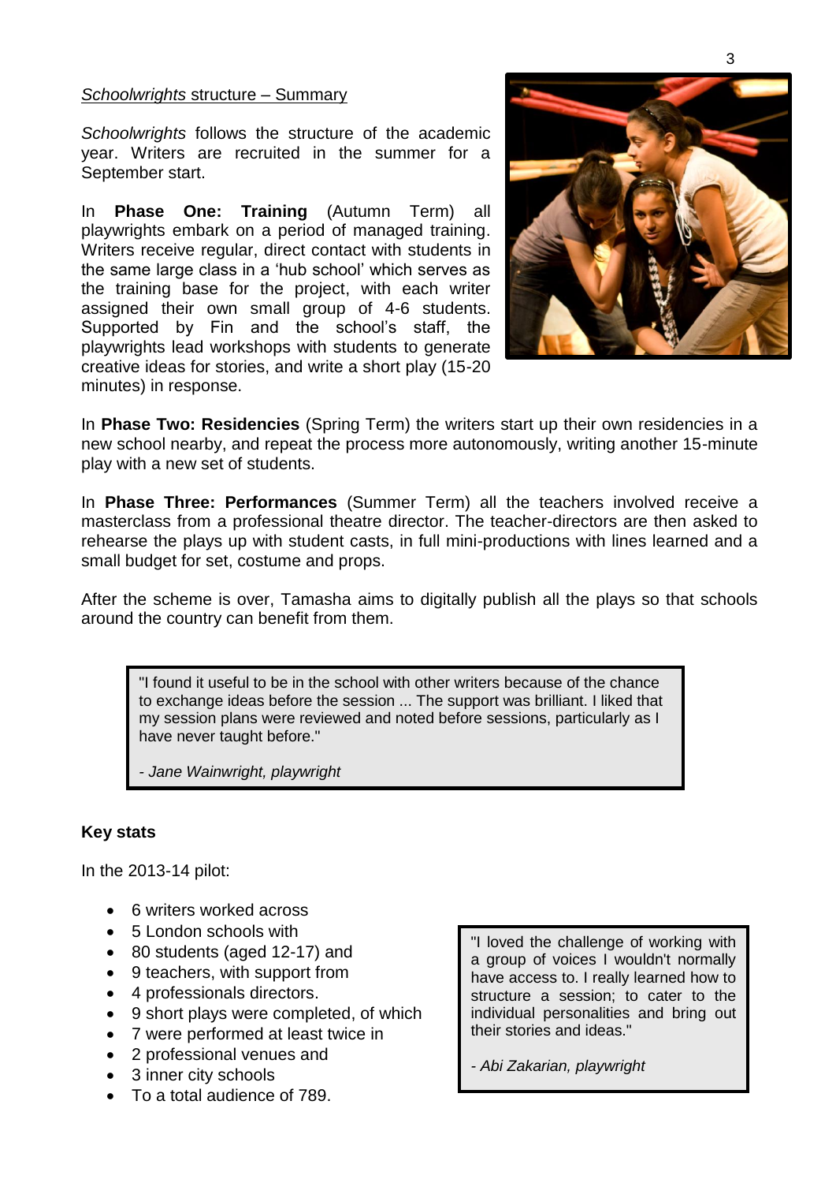*Schoolwrights* structure – Summary

*Schoolwrights* follows the structure of the academic year. Writers are recruited in the summer for a September start.

In **Phase One: Training** (Autumn Term) all playwrights embark on a period of managed training. Writers receive regular, direct contact with students in the same large class in a 'hub school' which serves as the training base for the project, with each writer assigned their own small group of 4-6 students. Supported by Fin and the school's staff, the playwrights lead workshops with students to generate creative ideas for stories, and write a short play (15-20 minutes) in response.

In **Phase Two: Residencies** (Spring Term) the writers start up their own residencies in a new school nearby, and repeat the process more autonomously, writing another 15-minute play with a new set of students.

In **Phase Three: Performances** (Summer Term) all the teachers involved receive a masterclass from a professional theatre director. The teacher-directors are then asked to rehearse the plays up with student casts, in full mini-productions with lines learned and a small budget for set, costume and props.

After the scheme is over, Tamasha aims to digitally publish all the plays so that schools around the country can benefit from them.

> "I found it useful to be in the school with other writers because of the chance to exchange ideas before the session ... The support was brilliant. I liked that my session plans were reviewed and noted before sessions, particularly as I have never taught before."
>
> *- Jane Wainwright, playwright*

**Key stats**

In the 2013-14 pilot:

- 6 writers worked across
- 5 London schools with
- 80 students (aged 12-17) and
- 9 teachers, with support from
- 4 professionals directors.
- 9 short plays were completed, of which
- 7 were performed at least twice in
- 2 professional venues and
- 3 inner city schools
- To a total audience of 789.

> "I loved the challenge of working with a group of voices I wouldn't normally have access to. I really learned how to structure a session; to cater to the individual personalities and bring out their stories and ideas."
>
> *- Abi Zakarian, playwright*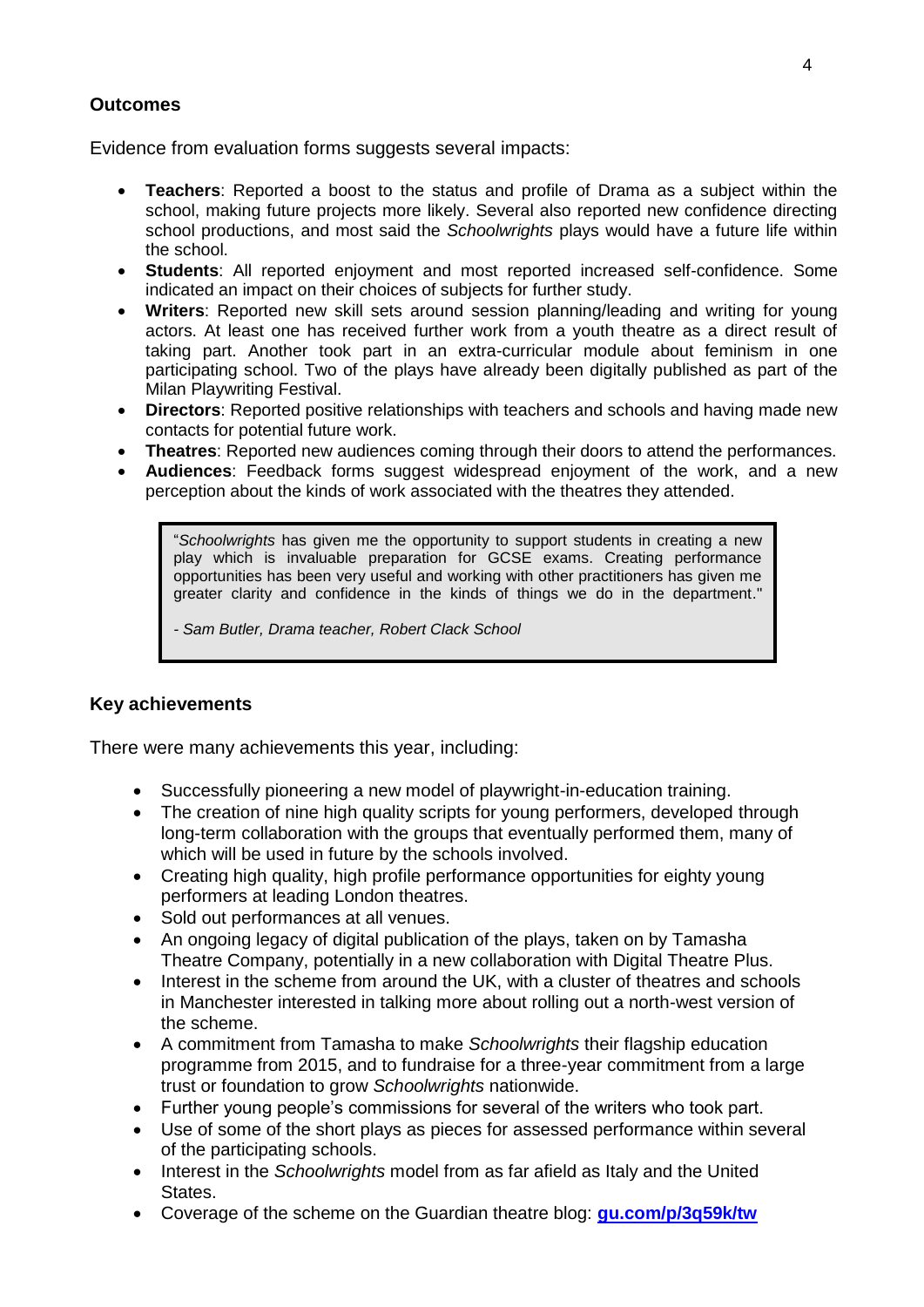## Outcomes

Evidence from evaluation forms suggests several impacts:

- **Teachers**: Reported a boost to the status and profile of Drama as a subject within the school, making future projects more likely. Several also reported new confidence directing school productions, and most said the *Schoolwrights* plays would have a future life within the school.
- **Students**: All reported enjoyment and most reported increased self-confidence. Some indicated an impact on their choices of subjects for further study.
- **Writers**: Reported new skill sets around session planning/leading and writing for young actors. At least one has received further work from a youth theatre as a direct result of taking part. Another took part in an extra-curricular module about feminism in one participating school. Two of the plays have already been digitally published as part of the Milan Playwriting Festival.
- **Directors**: Reported positive relationships with teachers and schools and having made new contacts for potential future work.
- **Theatres**: Reported new audiences coming through their doors to attend the performances.
- **Audiences**: Feedback forms suggest widespread enjoyment of the work, and a new perception about the kinds of work associated with the theatres they attended.

> "*Schoolwrights* has given me the opportunity to support students in creating a new play which is invaluable preparation for GCSE exams. Creating performance opportunities has been very useful and working with other practitioners has given me greater clarity and confidence in the kinds of things we do in the department."
>
> *- Sam Butler, Drama teacher, Robert Clack School*

## Key achievements

There were many achievements this year, including:

- Successfully pioneering a new model of playwright-in-education training.
- The creation of nine high quality scripts for young performers, developed through long-term collaboration with the groups that eventually performed them, many of which will be used in future by the schools involved.
- Creating high quality, high profile performance opportunities for eighty young performers at leading London theatres.
- Sold out performances at all venues.
- An ongoing legacy of digital publication of the plays, taken on by Tamasha Theatre Company, potentially in a new collaboration with Digital Theatre Plus.
- Interest in the scheme from around the UK, with a cluster of theatres and schools in Manchester interested in talking more about rolling out a north-west version of the scheme.
- A commitment from Tamasha to make *Schoolwrights* their flagship education programme from 2015, and to fundraise for a three-year commitment from a large trust or foundation to grow *Schoolwrights* nationwide.
- Further young people's commissions for several of the writers who took part.
- Use of some of the short plays as pieces for assessed performance within several of the participating schools.
- Interest in the *Schoolwrights* model from as far afield as Italy and the United States.
- Coverage of the scheme on the Guardian theatre blog: **gu.com/p/3q59k/tw**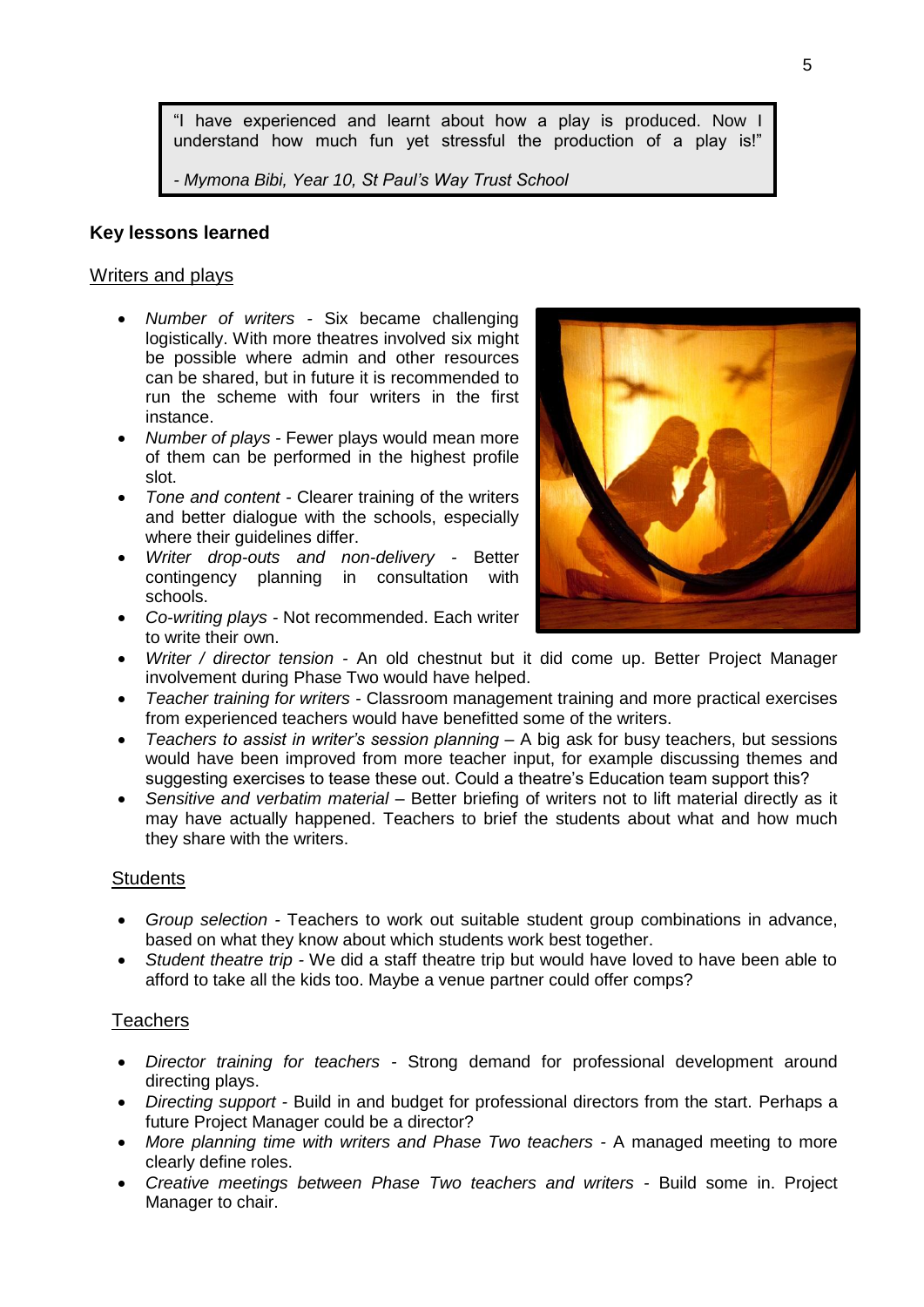> "I have experienced and learnt about how a play is produced. Now I understand how much fun yet stressful the production of a play is!"
>
> *- Mymona Bibi, Year 10, St Paul's Way Trust School*

## Key lessons learned

### Writers and plays

- *Number of writers* - Six became challenging logistically. With more theatres involved six might be possible where admin and other resources can be shared, but in future it is recommended to run the scheme with four writers in the first instance.
- *Number of plays* - Fewer plays would mean more of them can be performed in the highest profile slot.
- *Tone and content* - Clearer training of the writers and better dialogue with the schools, especially where their guidelines differ.
- *Writer drop-outs and non-delivery* - Better contingency planning in consultation with schools.
- *Co-writing plays* - Not recommended. Each writer to write their own.
- *Writer / director tension* - An old chestnut but it did come up. Better Project Manager involvement during Phase Two would have helped.
- *Teacher training for writers* - Classroom management training and more practical exercises from experienced teachers would have benefitted some of the writers.
- *Teachers to assist in writer's session planning* – A big ask for busy teachers, but sessions would have been improved from more teacher input, for example discussing themes and suggesting exercises to tease these out. Could a theatre's Education team support this?
- *Sensitive and verbatim material* – Better briefing of writers not to lift material directly as it may have actually happened. Teachers to brief the students about what and how much they share with the writers.

### Students

- *Group selection* - Teachers to work out suitable student group combinations in advance, based on what they know about which students work best together.
- *Student theatre trip* - We did a staff theatre trip but would have loved to have been able to afford to take all the kids too. Maybe a venue partner could offer comps?

### Teachers

- *Director training for teachers* - Strong demand for professional development around directing plays.
- *Directing support* - Build in and budget for professional directors from the start. Perhaps a future Project Manager could be a director?
- *More planning time with writers and Phase Two teachers* - A managed meeting to more clearly define roles.
- *Creative meetings between Phase Two teachers and writers* - Build some in. Project Manager to chair.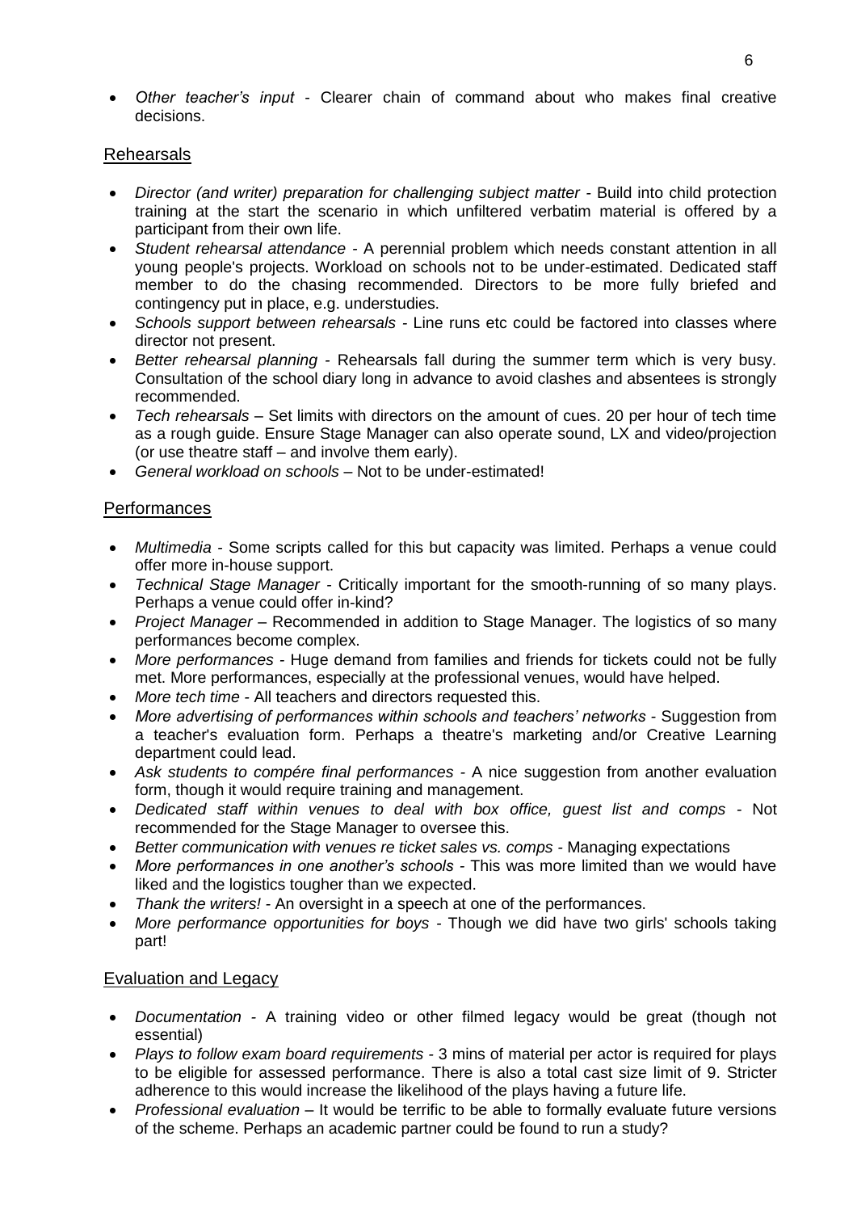- *Other teacher's input* - Clearer chain of command about who makes final creative decisions.

## Rehearsals

- *Director (and writer) preparation for challenging subject matter* - Build into child protection training at the start the scenario in which unfiltered verbatim material is offered by a participant from their own life.
- *Student rehearsal attendance* - A perennial problem which needs constant attention in all young people's projects. Workload on schools not to be under-estimated. Dedicated staff member to do the chasing recommended. Directors to be more fully briefed and contingency put in place, e.g. understudies.
- *Schools support between rehearsals* - Line runs etc could be factored into classes where director not present.
- *Better rehearsal planning* - Rehearsals fall during the summer term which is very busy. Consultation of the school diary long in advance to avoid clashes and absentees is strongly recommended.
- *Tech rehearsals* – Set limits with directors on the amount of cues. 20 per hour of tech time as a rough guide. Ensure Stage Manager can also operate sound, LX and video/projection (or use theatre staff – and involve them early).
- *General workload on schools* – Not to be under-estimated!

## Performances

- *Multimedia* - Some scripts called for this but capacity was limited. Perhaps a venue could offer more in-house support.
- *Technical Stage Manager* - Critically important for the smooth-running of so many plays. Perhaps a venue could offer in-kind?
- *Project Manager* – Recommended in addition to Stage Manager. The logistics of so many performances become complex.
- *More performances* - Huge demand from families and friends for tickets could not be fully met. More performances, especially at the professional venues, would have helped.
- *More tech time* - All teachers and directors requested this.
- *More advertising of performances within schools and teachers' networks* - Suggestion from a teacher's evaluation form. Perhaps a theatre's marketing and/or Creative Learning department could lead.
- *Ask students to compére final performances* - A nice suggestion from another evaluation form, though it would require training and management.
- *Dedicated staff within venues to deal with box office, guest list and comps* - Not recommended for the Stage Manager to oversee this.
- *Better communication with venues re ticket sales vs. comps* - Managing expectations
- *More performances in one another's schools* - This was more limited than we would have liked and the logistics tougher than we expected.
- *Thank the writers!* - An oversight in a speech at one of the performances.
- *More performance opportunities for boys* - Though we did have two girls' schools taking part!

## Evaluation and Legacy

- *Documentation* - A training video or other filmed legacy would be great (though not essential)
- *Plays to follow exam board requirements* - 3 mins of material per actor is required for plays to be eligible for assessed performance. There is also a total cast size limit of 9. Stricter adherence to this would increase the likelihood of the plays having a future life.
- *Professional evaluation* – It would be terrific to be able to formally evaluate future versions of the scheme. Perhaps an academic partner could be found to run a study?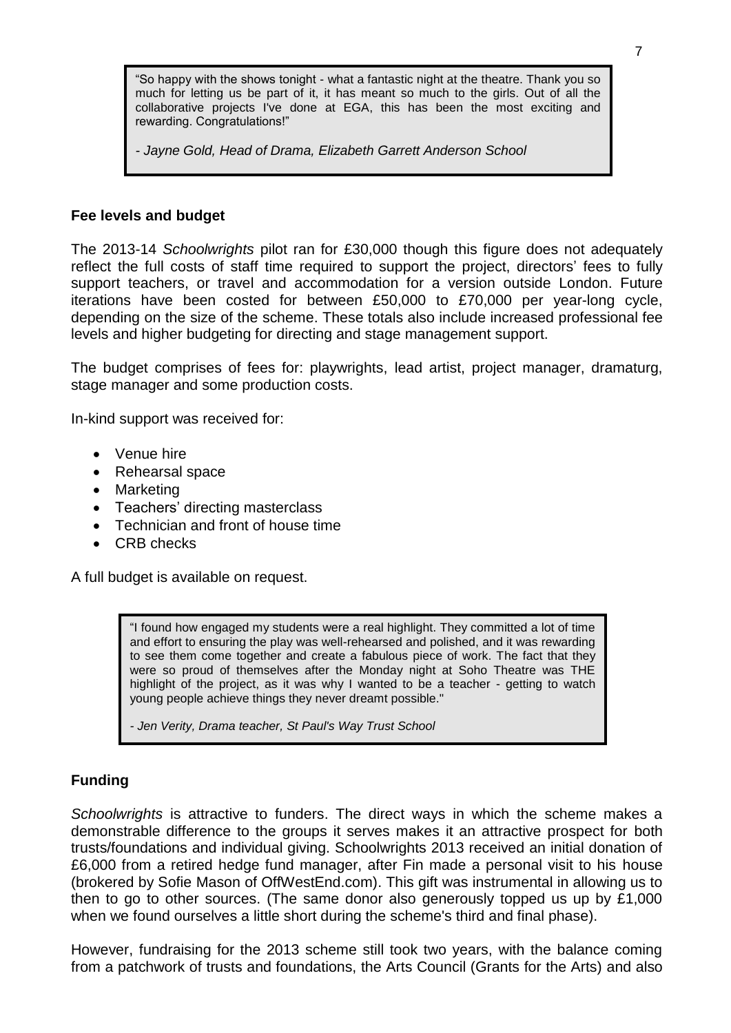> "So happy with the shows tonight - what a fantastic night at the theatre. Thank you so much for letting us be part of it, it has meant so much to the girls. Out of all the collaborative projects I've done at EGA, this has been the most exciting and rewarding. Congratulations!"
>
> *- Jayne Gold, Head of Drama, Elizabeth Garrett Anderson School*

**Fee levels and budget**

The 2013-14 *Schoolwrights* pilot ran for £30,000 though this figure does not adequately reflect the full costs of staff time required to support the project, directors' fees to fully support teachers, or travel and accommodation for a version outside London. Future iterations have been costed for between £50,000 to £70,000 per year-long cycle, depending on the size of the scheme. These totals also include increased professional fee levels and higher budgeting for directing and stage management support.

The budget comprises of fees for: playwrights, lead artist, project manager, dramaturg, stage manager and some production costs.

In-kind support was received for:

- Venue hire
- Rehearsal space
- Marketing
- Teachers' directing masterclass
- Technician and front of house time
- CRB checks

A full budget is available on request.

> "I found how engaged my students were a real highlight. They committed a lot of time and effort to ensuring the play was well-rehearsed and polished, and it was rewarding to see them come together and create a fabulous piece of work. The fact that they were so proud of themselves after the Monday night at Soho Theatre was THE highlight of the project, as it was why I wanted to be a teacher - getting to watch young people achieve things they never dreamt possible."
>
> *- Jen Verity, Drama teacher, St Paul's Way Trust School*

**Funding**

*Schoolwrights* is attractive to funders. The direct ways in which the scheme makes a demonstrable difference to the groups it serves makes it an attractive prospect for both trusts/foundations and individual giving. Schoolwrights 2013 received an initial donation of £6,000 from a retired hedge fund manager, after Fin made a personal visit to his house (brokered by Sofie Mason of OffWestEnd.com). This gift was instrumental in allowing us to then to go to other sources. (The same donor also generously topped us up by £1,000 when we found ourselves a little short during the scheme's third and final phase).

However, fundraising for the 2013 scheme still took two years, with the balance coming from a patchwork of trusts and foundations, the Arts Council (Grants for the Arts) and also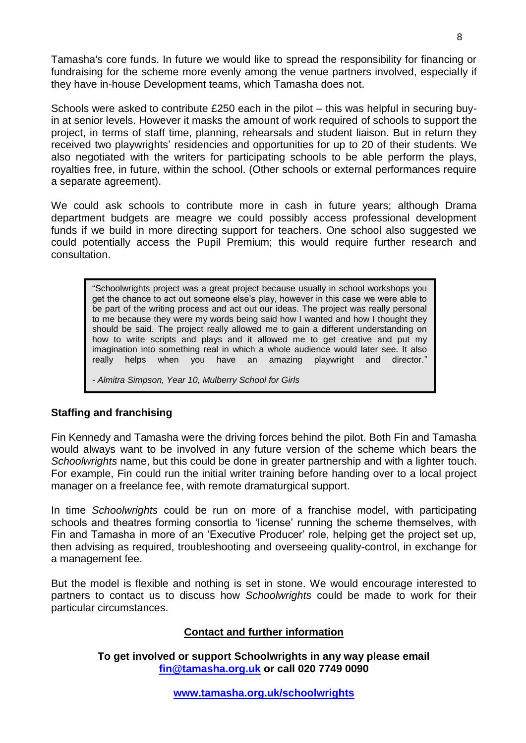Tamasha's core funds. In future we would like to spread the responsibility for financing or fundraising for the scheme more evenly among the venue partners involved, especially if they have in-house Development teams, which Tamasha does not.

Schools were asked to contribute £250 each in the pilot – this was helpful in securing buy-in at senior levels. However it masks the amount of work required of schools to support the project, in terms of staff time, planning, rehearsals and student liaison. But in return they received two playwrights' residencies and opportunities for up to 20 of their students. We also negotiated with the writers for participating schools to be able perform the plays, royalties free, in future, within the school. (Other schools or external performances require a separate agreement).

We could ask schools to contribute more in cash in future years; although Drama department budgets are meagre we could possibly access professional development funds if we build in more directing support for teachers. One school also suggested we could potentially access the Pupil Premium; this would require further research and consultation.

> "Schoolwrights project was a great project because usually in school workshops you get the chance to act out someone else's play, however in this case we were able to be part of the writing process and act out our ideas. The project was really personal to me because they were my words being said how I wanted and how I thought they should be said. The project really allowed me to gain a different understanding on how to write scripts and plays and it allowed me to get creative and put my imagination into something real in which a whole audience would later see. It also really helps when you have an amazing playwright and director."
>
> *- Almitra Simpson, Year 10, Mulberry School for Girls*

**Staffing and franchising**

Fin Kennedy and Tamasha were the driving forces behind the pilot. Both Fin and Tamasha would always want to be involved in any future version of the scheme which bears the *Schoolwrights* name, but this could be done in greater partnership and with a lighter touch. For example, Fin could run the initial writer training before handing over to a local project manager on a freelance fee, with remote dramaturgical support.

In time *Schoolwrights* could be run on more of a franchise model, with participating schools and theatres forming consortia to 'license' running the scheme themselves, with Fin and Tamasha in more of an 'Executive Producer' role, helping get the project set up, then advising as required, troubleshooting and overseeing quality-control, in exchange for a management fee.

But the model is flexible and nothing is set in stone. We would encourage interested to partners to contact us to discuss how *Schoolwrights* could be made to work for their particular circumstances.

**Contact and further information**

**To get involved or support Schoolwrights in any way please email [fin@tamasha.org.uk](mailto:fin@tamasha.org.uk) or call 020 7749 0090**

**[www.tamasha.org.uk/schoolwrights](http://www.tamasha.org.uk/schoolwrights)**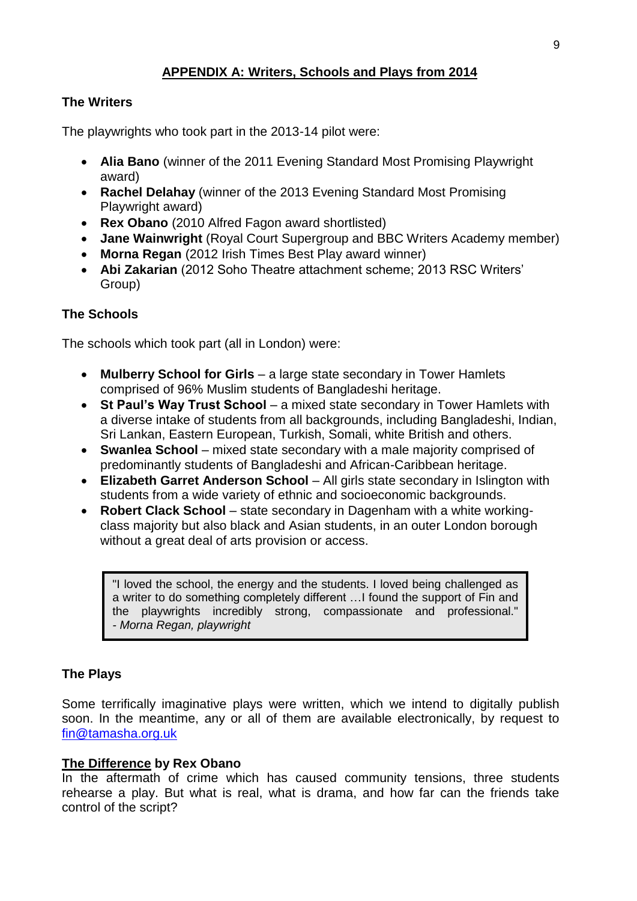## APPENDIX A: Writers, Schools and Plays from 2014

### The Writers

The playwrights who took part in the 2013-14 pilot were:

- **Alia Bano** (winner of the 2011 Evening Standard Most Promising Playwright award)
- **Rachel Delahay** (winner of the 2013 Evening Standard Most Promising Playwright award)
- **Rex Obano** (2010 Alfred Fagon award shortlisted)
- **Jane Wainwright** (Royal Court Supergroup and BBC Writers Academy member)
- **Morna Regan** (2012 Irish Times Best Play award winner)
- **Abi Zakarian** (2012 Soho Theatre attachment scheme; 2013 RSC Writers' Group)

### The Schools

The schools which took part (all in London) were:

- **Mulberry School for Girls** – a large state secondary in Tower Hamlets comprised of 96% Muslim students of Bangladeshi heritage.
- **St Paul's Way Trust School** – a mixed state secondary in Tower Hamlets with a diverse intake of students from all backgrounds, including Bangladeshi, Indian, Sri Lankan, Eastern European, Turkish, Somali, white British and others.
- **Swanlea School** – mixed state secondary with a male majority comprised of predominantly students of Bangladeshi and African-Caribbean heritage.
- **Elizabeth Garret Anderson School** – All girls state secondary in Islington with students from a wide variety of ethnic and socioeconomic backgrounds.
- **Robert Clack School** – state secondary in Dagenham with a white working-class majority but also black and Asian students, in an outer London borough without a great deal of arts provision or access.

> "I loved the school, the energy and the students. I loved being challenged as a writer to do something completely different …I found the support of Fin and the playwrights incredibly strong, compassionate and professional." *- Morna Regan, playwright*

### The Plays

Some terrifically imaginative plays were written, which we intend to digitally publish soon. In the meantime, any or all of them are available electronically, by request to fin@tamasha.org.uk

**The Difference by Rex Obano**
In the aftermath of crime which has caused community tensions, three students rehearse a play. But what is real, what is drama, and how far can the friends take control of the script?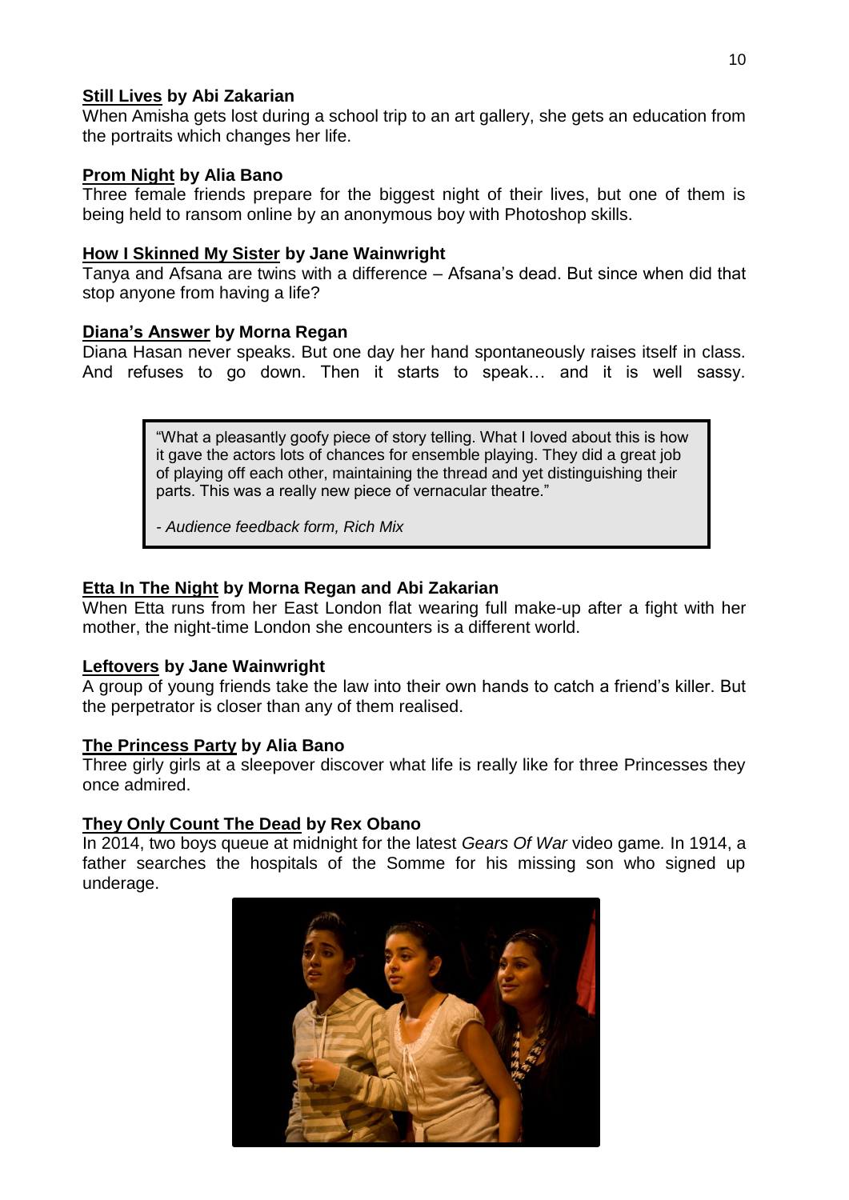**Still Lives** by Abi Zakarian
When Amisha gets lost during a school trip to an art gallery, she gets an education from the portraits which changes her life.

**Prom Night** by Alia Bano
Three female friends prepare for the biggest night of their lives, but one of them is being held to ransom online by an anonymous boy with Photoshop skills.

**How I Skinned My Sister** by Jane Wainwright
Tanya and Afsana are twins with a difference – Afsana's dead. But since when did that stop anyone from having a life?

**Diana's Answer** by Morna Regan
Diana Hasan never speaks. But one day her hand spontaneously raises itself in class. And refuses to go down. Then it starts to speak… and it is well sassy.

> "What a pleasantly goofy piece of story telling. What I loved about this is how it gave the actors lots of chances for ensemble playing. They did a great job of playing off each other, maintaining the thread and yet distinguishing their parts. This was a really new piece of vernacular theatre."
>
> *- Audience feedback form, Rich Mix*

**Etta In The Night** by Morna Regan and Abi Zakarian
When Etta runs from her East London flat wearing full make-up after a fight with her mother, the night-time London she encounters is a different world.

**Leftovers** by Jane Wainwright
A group of young friends take the law into their own hands to catch a friend's killer. But the perpetrator is closer than any of them realised.

**The Princess Party** by Alia Bano
Three girly girls at a sleepover discover what life is really like for three Princesses they once admired.

**They Only Count The Dead** by Rex Obano
In 2014, two boys queue at midnight for the latest *Gears Of War* video game. In 1914, a father searches the hospitals of the Somme for his missing son who signed up underage.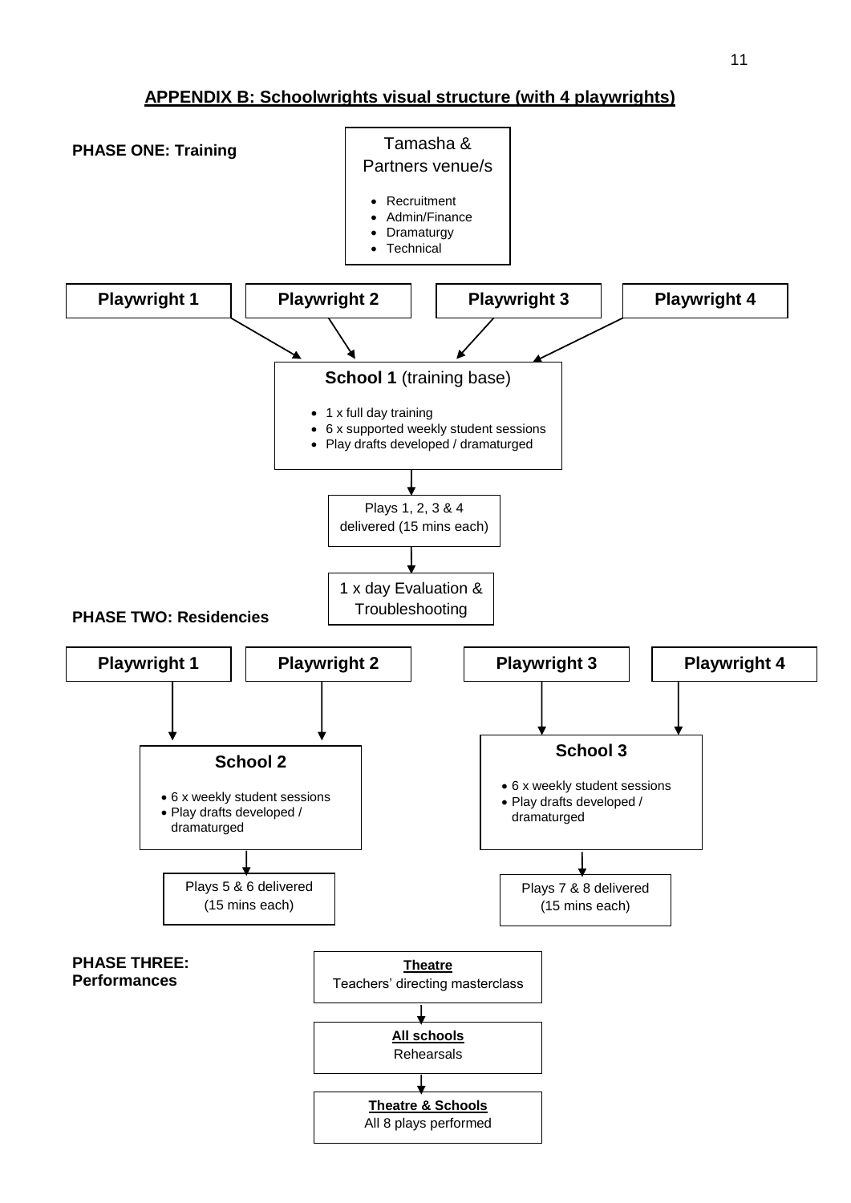## APPENDIX B: Schoolwrights visual structure (with 4 playwrights)

**PHASE ONE: Training**

Tamasha & Partners venue/s

- Recruitment
- Admin/Finance
- Dramaturgy
- Technical

**Playwright 1** | **Playwright 2** | **Playwright 3** | **Playwright 4**

**School 1** (training base)

- 1 x full day training
- 6 x supported weekly student sessions
- Play drafts developed / dramaturged

Plays 1, 2, 3 & 4 delivered (15 mins each)

1 x day Evaluation & Troubleshooting

**PHASE TWO: Residencies**

**Playwright 1** | **Playwright 2** | **Playwright 3** | **Playwright 4**

**School 2**

- 6 x weekly student sessions
- Play drafts developed / dramaturged

Plays 5 & 6 delivered (15 mins each)

**School 3**

- 6 x weekly student sessions
- Play drafts developed / dramaturged

Plays 7 & 8 delivered (15 mins each)

**PHASE THREE: Performances**

**Theatre**
Teachers' directing masterclass

**All schools**
Rehearsals

**Theatre & Schools**
All 8 plays performed